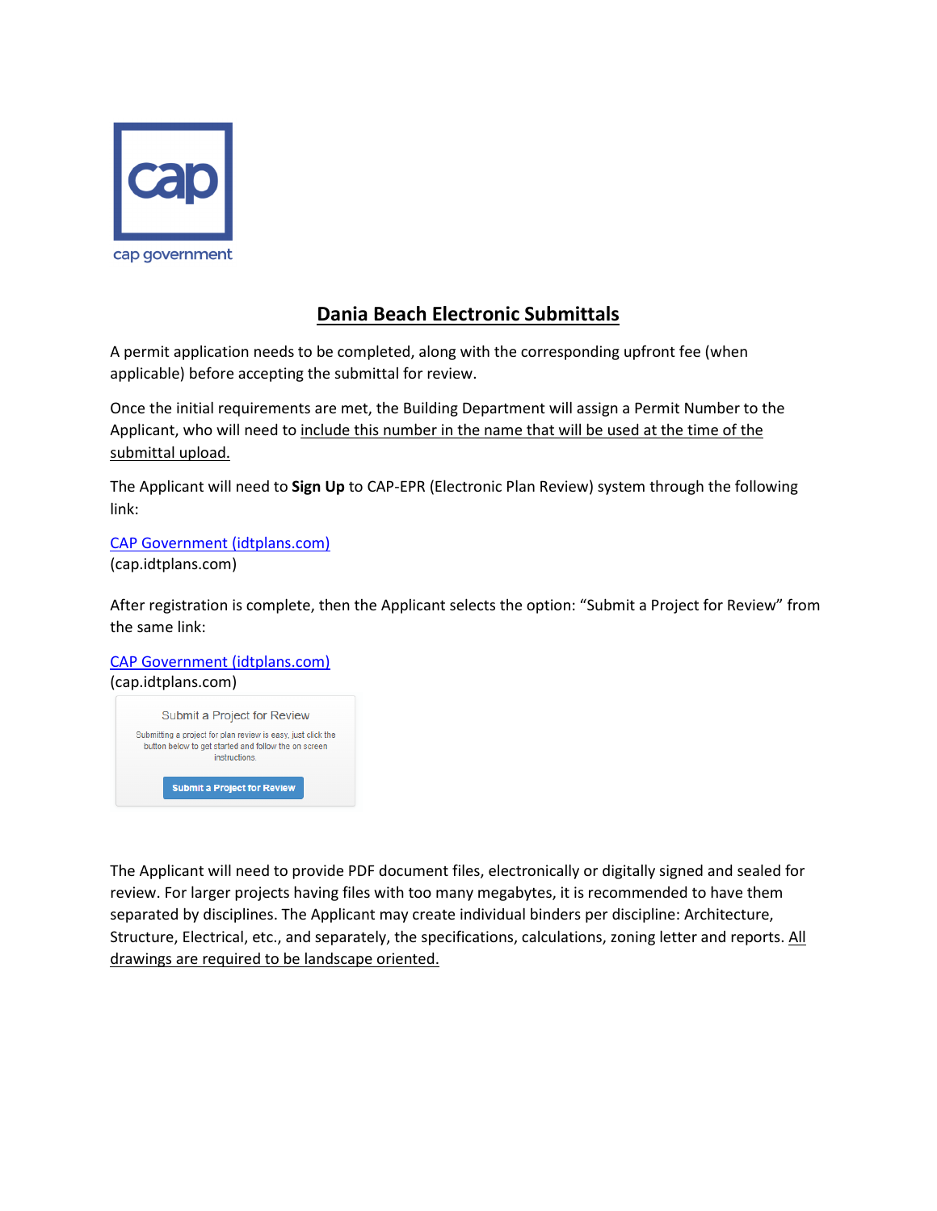cap government

# Dania Beach Electronic Submittals

A permit application needs to be completed, along with the corresponding upfront fee (when applicable) before accepting the submittal for review.

Once the initial requirements are met, the Building Department will assign a Permit Number to the Applicant, who will need to include this number in the name that will be used at the time of the submittal upload.

The Applicant will need to **Sign Up** to CAP-EPR (Electronic Plan Review) system through the following link:

[CAP Government (idtplans.com)](cap.idtplans.com)
(cap.idtplans.com)

After registration is complete, then the Applicant selects the option: "Submit a Project for Review" from the same link:

[CAP Government (idtplans.com)](cap.idtplans.com)
(cap.idtplans.com)

Submit a Project for Review

Submitting a project for plan review is easy, just click the button below to get started and follow the on screen instructions.

Submit a Project for Review

The Applicant will need to provide PDF document files, electronically or digitally signed and sealed for review. For larger projects having files with too many megabytes, it is recommended to have them separated by disciplines. The Applicant may create individual binders per discipline: Architecture, Structure, Electrical, etc., and separately, the specifications, calculations, zoning letter and reports. All drawings are required to be landscape oriented.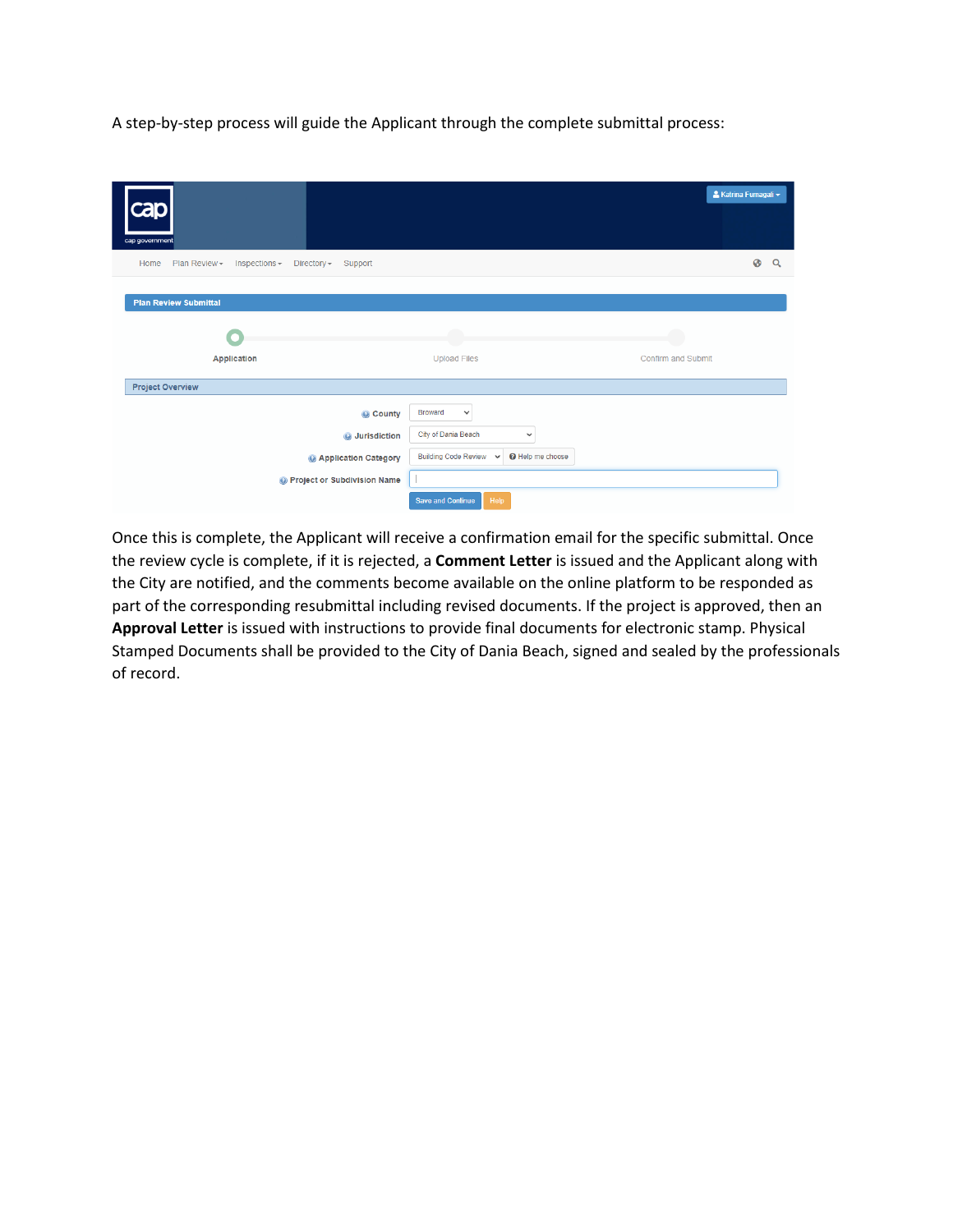A step-by-step process will guide the Applicant through the complete submittal process:

Once this is complete, the Applicant will receive a confirmation email for the specific submittal. Once the review cycle is complete, if it is rejected, a **Comment Letter** is issued and the Applicant along with the City are notified, and the comments become available on the online platform to be responded as part of the corresponding resubmittal including revised documents. If the project is approved, then an **Approval Letter** is issued with instructions to provide final documents for electronic stamp. Physical Stamped Documents shall be provided to the City of Dania Beach, signed and sealed by the professionals of record.